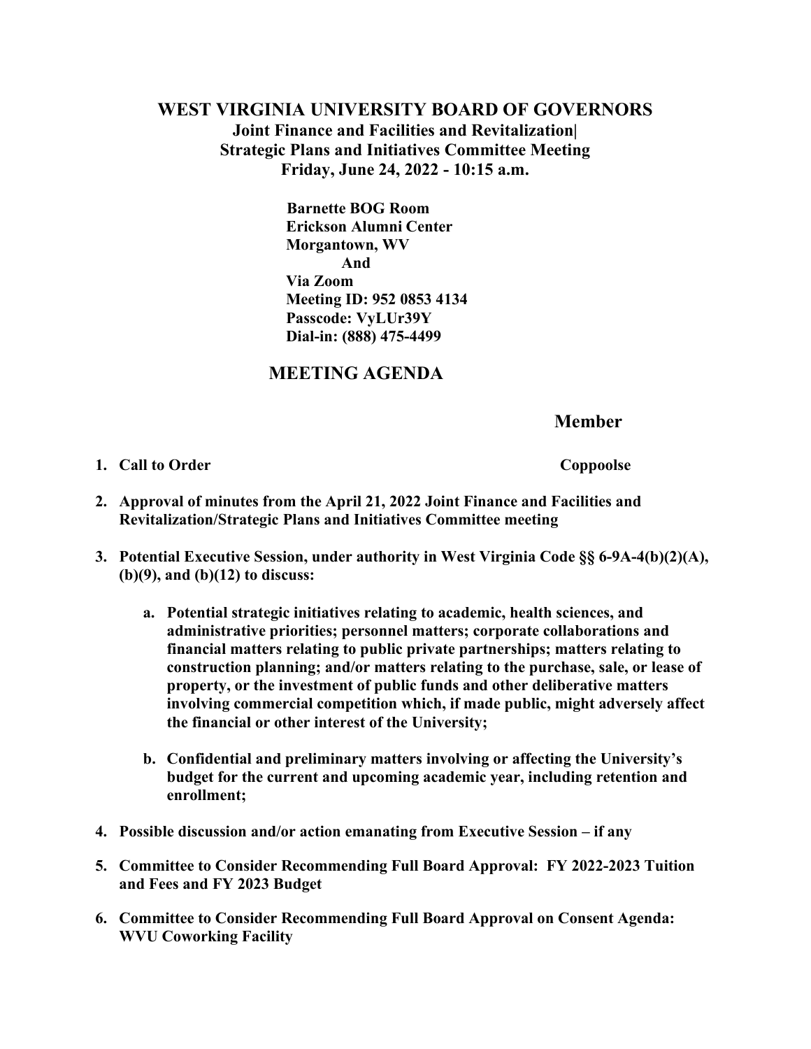# WEST VIRGINIA UNIVERSITY BOARD OF GOVERNORS

**Joint Finance and Facilities and Revitalization|**
**Strategic Plans and Initiatives Committee Meeting**
**Friday, June 24, 2022 - 10:15 a.m.**

**Barnette BOG Room**
**Erickson Alumni Center**
**Morgantown, WV**
**And**
**Via Zoom**
**Meeting ID: 952 0853 4134**
**Passcode: VyLUr39Y**
**Dial-in: (888) 475-4499**

## MEETING AGENDA

**Member**

1. **Call to Order** — **Coppoolse**

2. **Approval of minutes from the April 21, 2022 Joint Finance and Facilities and Revitalization/Strategic Plans and Initiatives Committee meeting**

3. **Potential Executive Session, under authority in West Virginia Code §§ 6-9A-4(b)(2)(A), (b)(9), and (b)(12) to discuss:**

   a. **Potential strategic initiatives relating to academic, health sciences, and administrative priorities; personnel matters; corporate collaborations and financial matters relating to public private partnerships; matters relating to construction planning; and/or matters relating to the purchase, sale, or lease of property, or the investment of public funds and other deliberative matters involving commercial competition which, if made public, might adversely affect the financial or other interest of the University;**

   b. **Confidential and preliminary matters involving or affecting the University's budget for the current and upcoming academic year, including retention and enrollment;**

4. **Possible discussion and/or action emanating from Executive Session – if any**

5. **Committee to Consider Recommending Full Board Approval: FY 2022-2023 Tuition and Fees and FY 2023 Budget**

6. **Committee to Consider Recommending Full Board Approval on Consent Agenda: WVU Coworking Facility**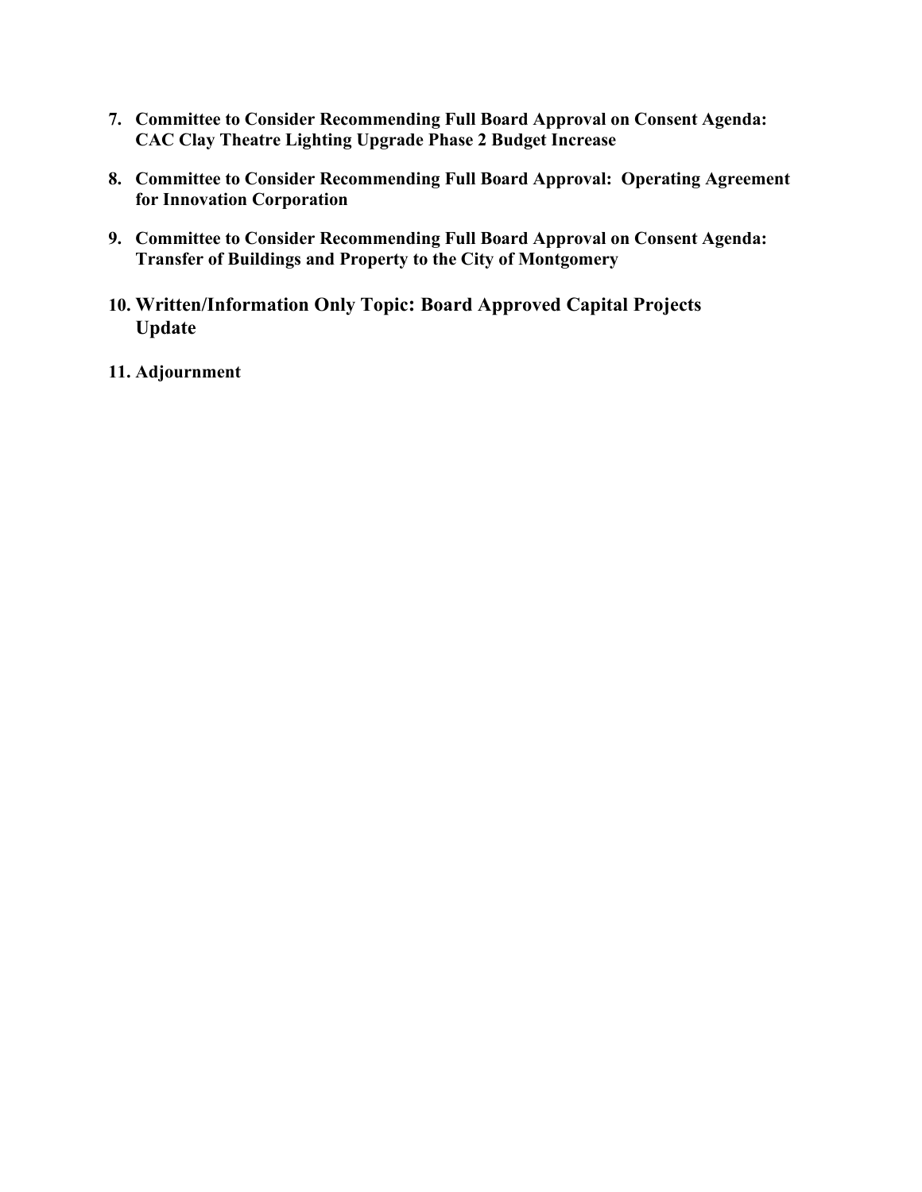7. **Committee to Consider Recommending Full Board Approval on Consent Agenda: CAC Clay Theatre Lighting Upgrade Phase 2 Budget Increase**

8. **Committee to Consider Recommending Full Board Approval: Operating Agreement for Innovation Corporation**

9. **Committee to Consider Recommending Full Board Approval on Consent Agenda: Transfer of Buildings and Property to the City of Montgomery**

10. **Written/Information Only Topic: Board Approved Capital Projects Update**

11. **Adjournment**